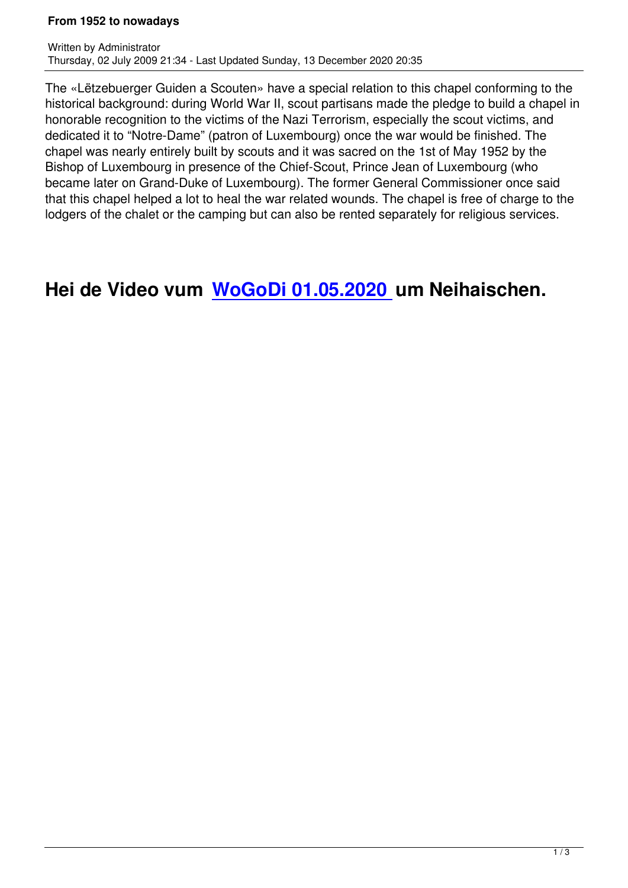The «Lëtzebuerger Guiden a Scouten» have a special relation to this chapel conforming to the historical background: during World War II, scout partisans made the pledge to build a chapel in honorable recognition to the victims of the Nazi Terrorism, especially the scout victims, and dedicated it to "Notre-Dame" (patron of Luxembourg) once the war would be finished. The chapel was nearly entirely built by scouts and it was sacred on the 1st of May 1952 by the Bishop of Luxembourg in presence of the Chief-Scout, Prince Jean of Luxembourg (who became later on Grand-Duke of Luxembourg). The former General Commissioner once said that this chapel helped a lot to heal the war related wounds. The chapel is free of charge to the lodgers of the chalet or the camping but can also be rented separately for religious services.

# Hei de Video vum WoGoDi 01.05.2020 um Neihaischen.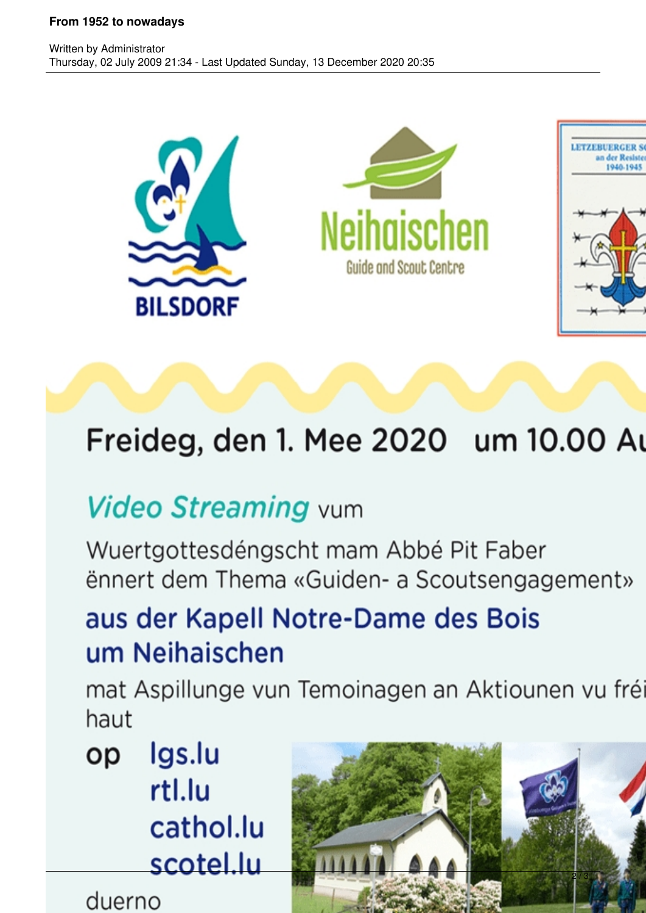Freideg, den 1. Mee 2020 um 10.00 Au

*Video Streaming* vum

Wuertgottesdéngscht mam Abbé Pit Faber
ënnert dem Thema «Guiden- a Scoutsengagement»

**aus der Kapell Notre-Dame des Bois um Neihaischen**

mat Aspillunge vun Temoinagen an Aktiounen vu fréi haut

op lgs.lu
rtl.lu
cathol.lu
scotel.lu

duerno